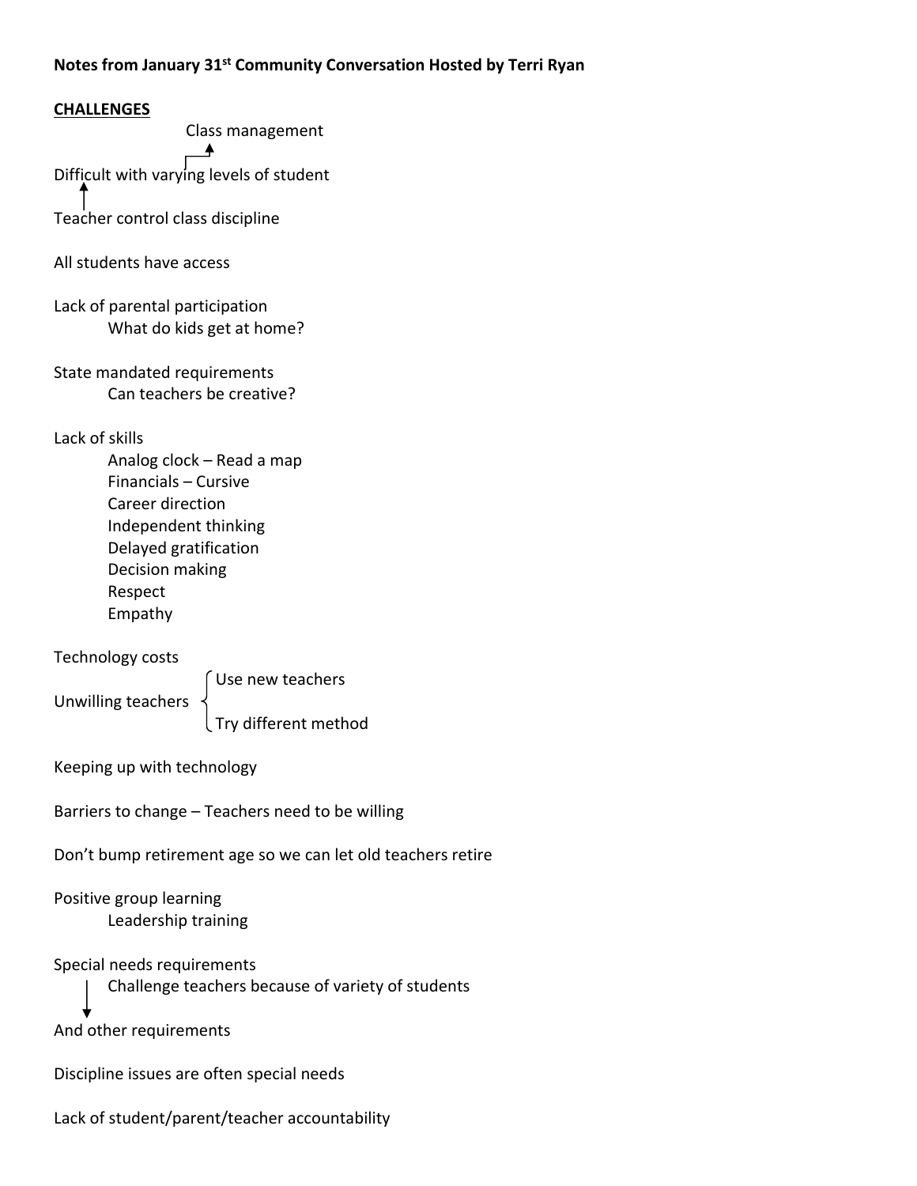**Notes from January 31st Community Conversation Hosted by Terri Ryan**

**CHALLENGES**

Class management ↑

Difficult with varying levels of student

↑

Teacher control class discipline

All students have access

Lack of parental participation
- What do kids get at home?

State mandated requirements
- Can teachers be creative?

Lack of skills
- Analog clock – Read a map
- Financials – Cursive
- Career direction
- Independent thinking
- Delayed gratification
- Decision making
- Respect
- Empathy

Technology costs

Unwilling teachers
- Use new teachers
- Try different method

Keeping up with technology

Barriers to change – Teachers need to be willing

Don't bump retirement age so we can let old teachers retire

Positive group learning
- Leadership training

Special needs requirements
- Challenge teachers because of variety of students

↓

And other requirements

Discipline issues are often special needs

Lack of student/parent/teacher accountability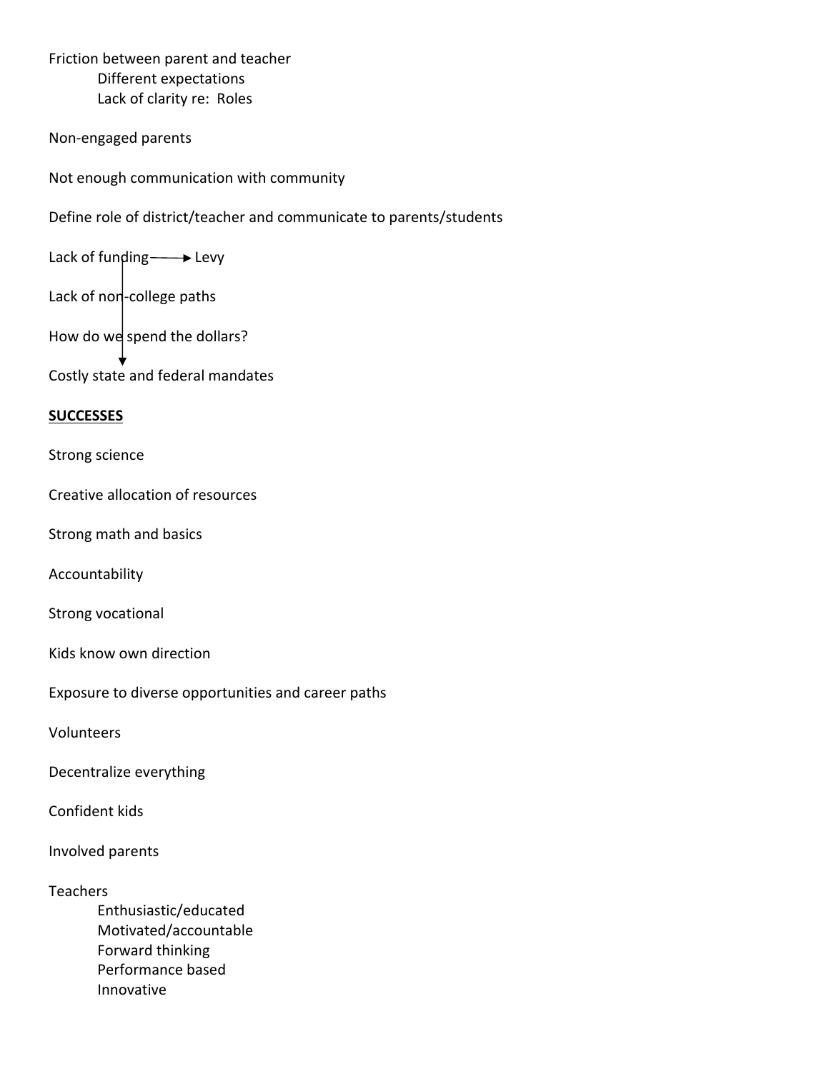Friction between parent and teacher
- Different expectations
- Lack of clarity re: Roles

Non-engaged parents

Not enough communication with community

Define role of district/teacher and communicate to parents/students

Lack of funding → Levy

Lack of non-college paths

How do we spend the dollars?

Costly state and federal mandates

**SUCCESSES**

Strong science

Creative allocation of resources

Strong math and basics

Accountability

Strong vocational

Kids know own direction

Exposure to diverse opportunities and career paths

Volunteers

Decentralize everything

Confident kids

Involved parents

Teachers
- Enthusiastic/educated
- Motivated/accountable
- Forward thinking
- Performance based
- Innovative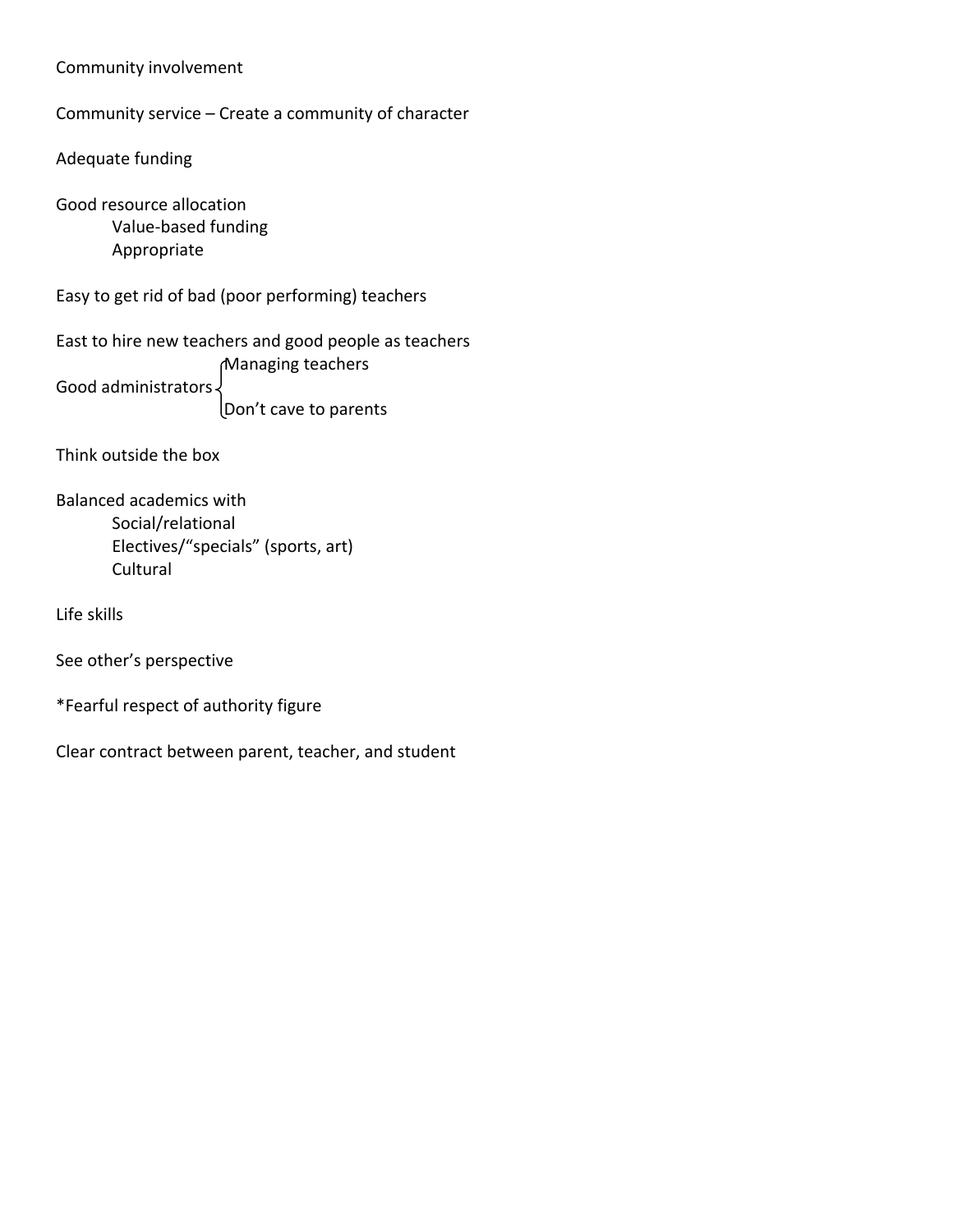Community involvement

Community service – Create a community of character

Adequate funding

Good resource allocation
- Value-based funding
- Appropriate

Easy to get rid of bad (poor performing) teachers

East to hire new teachers and good people as teachers

Good administrators
- Managing teachers
- Don't cave to parents

Think outside the box

Balanced academics with
- Social/relational
- Electives/"specials" (sports, art)
- Cultural

Life skills

See other's perspective

*Fearful respect of authority figure

Clear contract between parent, teacher, and student